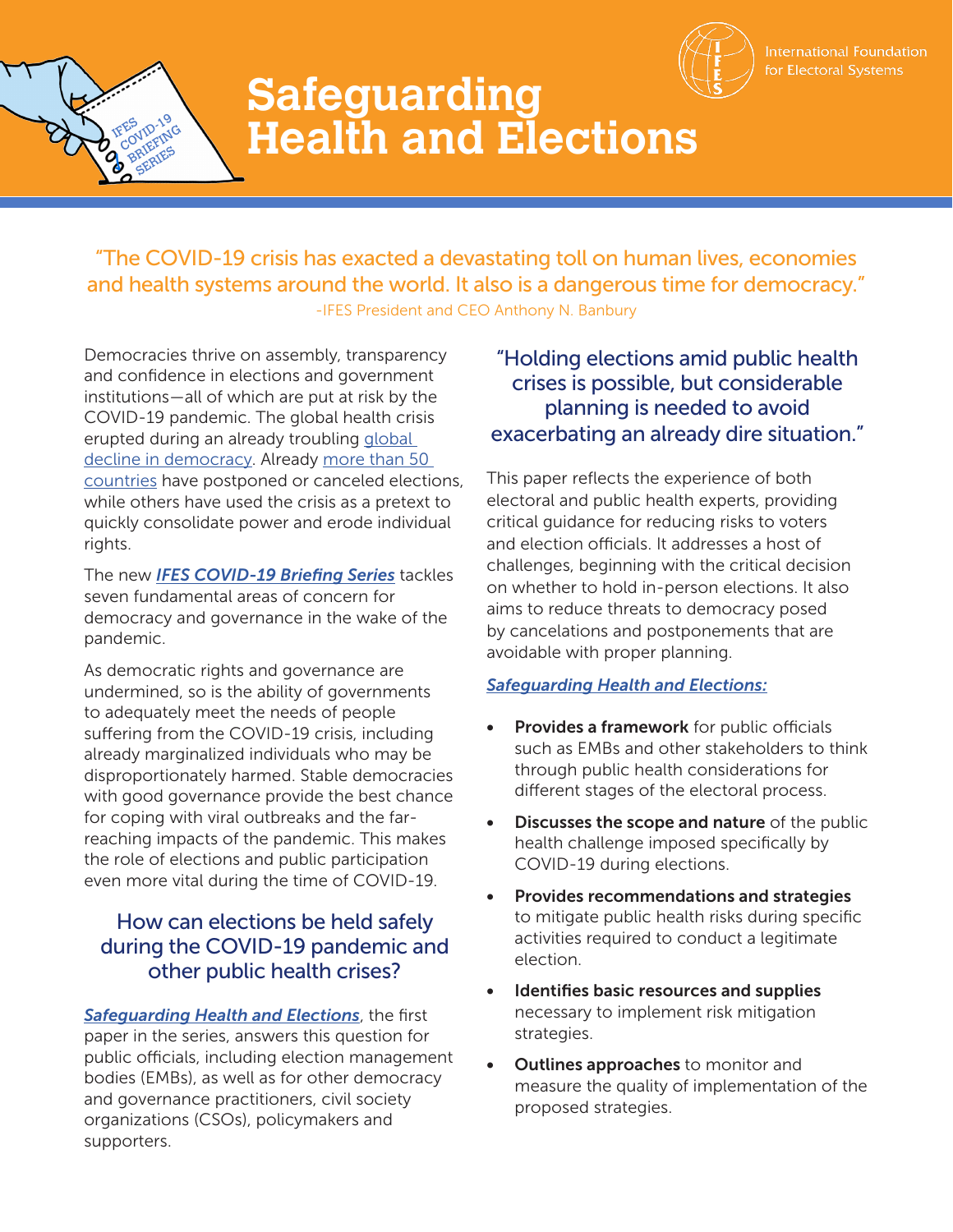International Foundation for Electoral Systems

# Safeguarding Health and Elections

"The COVID-19 crisis has exacted a devastating toll on human lives, economies and health systems around the world. It also is a dangerous time for democracy."
-IFES President and CEO Anthony N. Banbury

Democracies thrive on assembly, transparency and confidence in elections and government institutions—all of which are put at risk by the COVID-19 pandemic. The global health crisis erupted during an already troubling global decline in democracy. Already more than 50 countries have postponed or canceled elections, while others have used the crisis as a pretext to quickly consolidate power and erode individual rights.

The new ***IFES COVID-19 Briefing Series*** tackles seven fundamental areas of concern for democracy and governance in the wake of the pandemic.

As democratic rights and governance are undermined, so is the ability of governments to adequately meet the needs of people suffering from the COVID-19 crisis, including already marginalized individuals who may be disproportionately harmed. Stable democracies with good governance provide the best chance for coping with viral outbreaks and the far-reaching impacts of the pandemic. This makes the role of elections and public participation even more vital during the time of COVID-19.

## How can elections be held safely during the COVID-19 pandemic and other public health crises?

***Safeguarding Health and Elections***, the first paper in the series, answers this question for public officials, including election management bodies (EMBs), as well as for other democracy and governance practitioners, civil society organizations (CSOs), policymakers and supporters.

"Holding elections amid public health crises is possible, but considerable planning is needed to avoid exacerbating an already dire situation."

This paper reflects the experience of both electoral and public health experts, providing critical guidance for reducing risks to voters and election officials. It addresses a host of challenges, beginning with the critical decision on whether to hold in-person elections. It also aims to reduce threats to democracy posed by cancelations and postponements that are avoidable with proper planning.

***Safeguarding Health and Elections:***

- **Provides a framework** for public officials such as EMBs and other stakeholders to think through public health considerations for different stages of the electoral process.
- **Discusses the scope and nature** of the public health challenge imposed specifically by COVID-19 during elections.
- **Provides recommendations and strategies** to mitigate public health risks during specific activities required to conduct a legitimate election.
- **Identifies basic resources and supplies** necessary to implement risk mitigation strategies.
- **Outlines approaches** to monitor and measure the quality of implementation of the proposed strategies.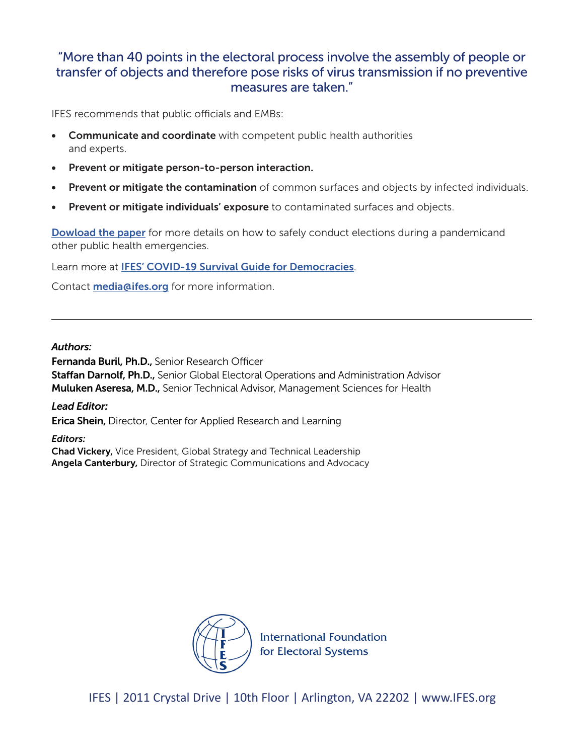"More than 40 points in the electoral process involve the assembly of people or transfer of objects and therefore pose risks of virus transmission if no preventive measures are taken."

IFES recommends that public officials and EMBs:

- **Communicate and coordinate** with competent public health authorities and experts.
- **Prevent or mitigate person-to-person interaction.**
- **Prevent or mitigate the contamination** of common surfaces and objects by infected individuals.
- **Prevent or mitigate individuals' exposure** to contaminated surfaces and objects.

**Dowload the paper** for more details on how to safely conduct elections during a pandemicand other public health emergencies.

Learn more at **IFES' COVID-19 Survival Guide for Democracies**.

Contact **media@ifes.org** for more information.

---

*Authors:*

**Fernanda Buril, Ph.D.,** Senior Research Officer
**Staffan Darnolf, Ph.D.,** Senior Global Electoral Operations and Administration Advisor
**Muluken Aseresa, M.D.,** Senior Technical Advisor, Management Sciences for Health

*Lead Editor:*

**Erica Shein,** Director, Center for Applied Research and Learning

*Editors:*

**Chad Vickery,** Vice President, Global Strategy and Technical Leadership
**Angela Canterbury,** Director of Strategic Communications and Advocacy

International Foundation for Electoral Systems

IFES | 2011 Crystal Drive | 10th Floor | Arlington, VA 22202 | www.IFES.org